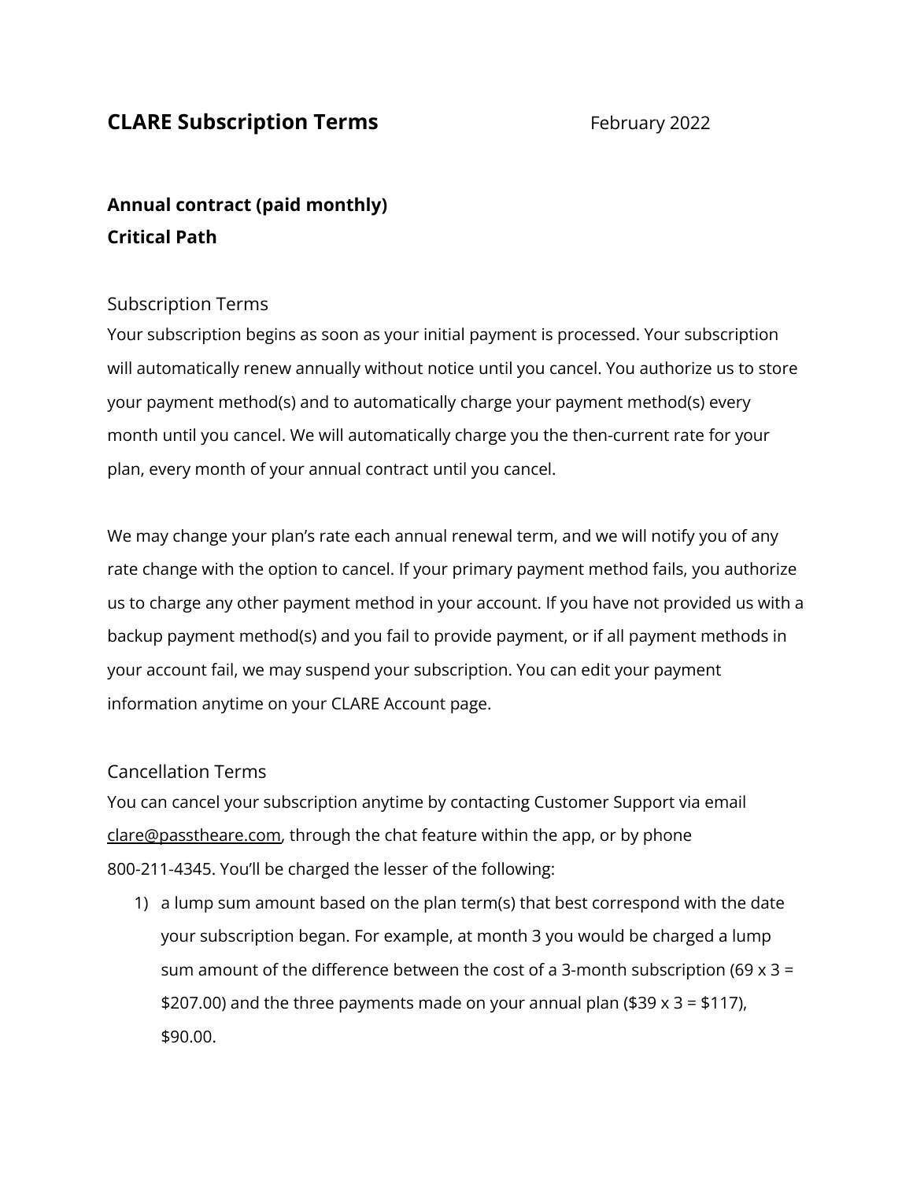# CLARE Subscription Terms

February 2022

## Annual contract (paid monthly)
## Critical Path

### Subscription Terms

Your subscription begins as soon as your initial payment is processed. Your subscription will automatically renew annually without notice until you cancel. You authorize us to store your payment method(s) and to automatically charge your payment method(s) every month until you cancel. We will automatically charge you the then-current rate for your plan, every month of your annual contract until you cancel.

We may change your plan's rate each annual renewal term, and we will notify you of any rate change with the option to cancel. If your primary payment method fails, you authorize us to charge any other payment method in your account. If you have not provided us with a backup payment method(s) and you fail to provide payment, or if all payment methods in your account fail, we may suspend your subscription. You can edit your payment information anytime on your CLARE Account page.

### Cancellation Terms

You can cancel your subscription anytime by contacting Customer Support via email clare@passtheare.com, through the chat feature within the app, or by phone 800-211-4345. You'll be charged the lesser of the following:

1) a lump sum amount based on the plan term(s) that best correspond with the date your subscription began. For example, at month 3 you would be charged a lump sum amount of the difference between the cost of a 3-month subscription (69 x 3 = $207.00) and the three payments made on your annual plan ($39 x 3 = $117), $90.00.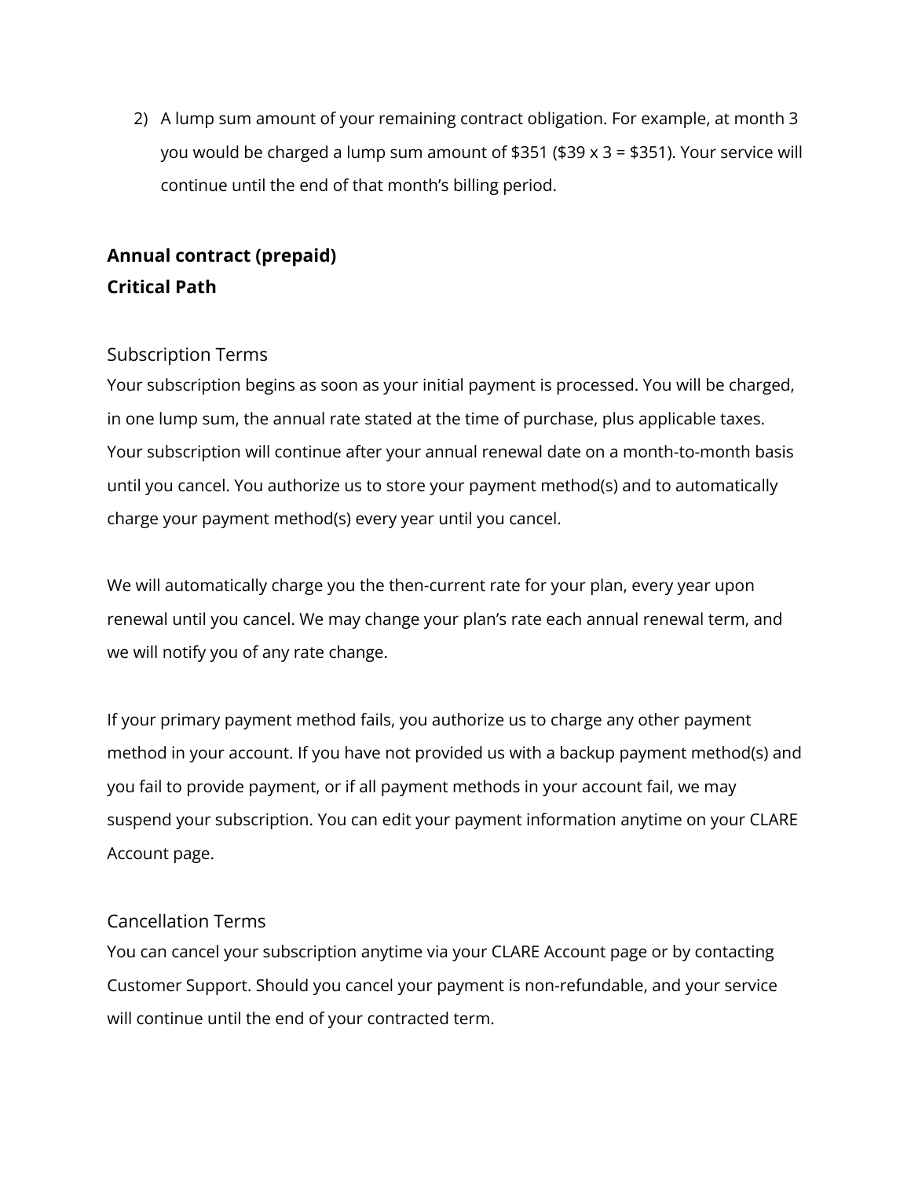2) A lump sum amount of your remaining contract obligation. For example, at month 3 you would be charged a lump sum amount of $351 ($39 x 3 = $351). Your service will continue until the end of that month's billing period.

**Annual contract (prepaid)**
**Critical Path**

## Subscription Terms

Your subscription begins as soon as your initial payment is processed. You will be charged, in one lump sum, the annual rate stated at the time of purchase, plus applicable taxes. Your subscription will continue after your annual renewal date on a month-to-month basis until you cancel. You authorize us to store your payment method(s) and to automatically charge your payment method(s) every year until you cancel.

We will automatically charge you the then-current rate for your plan, every year upon renewal until you cancel. We may change your plan's rate each annual renewal term, and we will notify you of any rate change.

If your primary payment method fails, you authorize us to charge any other payment method in your account. If you have not provided us with a backup payment method(s) and you fail to provide payment, or if all payment methods in your account fail, we may suspend your subscription. You can edit your payment information anytime on your CLARE Account page.

## Cancellation Terms

You can cancel your subscription anytime via your CLARE Account page or by contacting Customer Support. Should you cancel your payment is non-refundable, and your service will continue until the end of your contracted term.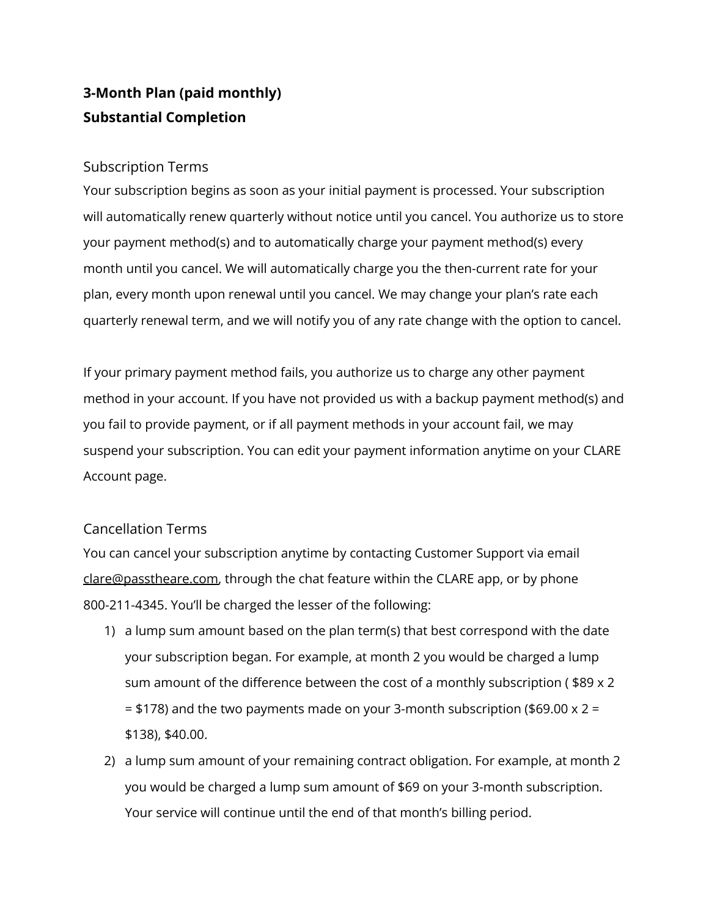**3-Month Plan (paid monthly)**
**Substantial Completion**

## Subscription Terms

Your subscription begins as soon as your initial payment is processed. Your subscription will automatically renew quarterly without notice until you cancel. You authorize us to store your payment method(s) and to automatically charge your payment method(s) every month until you cancel. We will automatically charge you the then-current rate for your plan, every month upon renewal until you cancel. We may change your plan's rate each quarterly renewal term, and we will notify you of any rate change with the option to cancel.

If your primary payment method fails, you authorize us to charge any other payment method in your account. If you have not provided us with a backup payment method(s) and you fail to provide payment, or if all payment methods in your account fail, we may suspend your subscription. You can edit your payment information anytime on your CLARE Account page.

## Cancellation Terms

You can cancel your subscription anytime by contacting Customer Support via email clare@passtheare.com, through the chat feature within the CLARE app, or by phone 800-211-4345. You'll be charged the lesser of the following:

1) a lump sum amount based on the plan term(s) that best correspond with the date your subscription began. For example, at month 2 you would be charged a lump sum amount of the difference between the cost of a monthly subscription ( $89 x 2 = $178) and the two payments made on your 3-month subscription ($69.00 x 2 = $138), $40.00.
2) a lump sum amount of your remaining contract obligation. For example, at month 2 you would be charged a lump sum amount of $69 on your 3-month subscription. Your service will continue until the end of that month's billing period.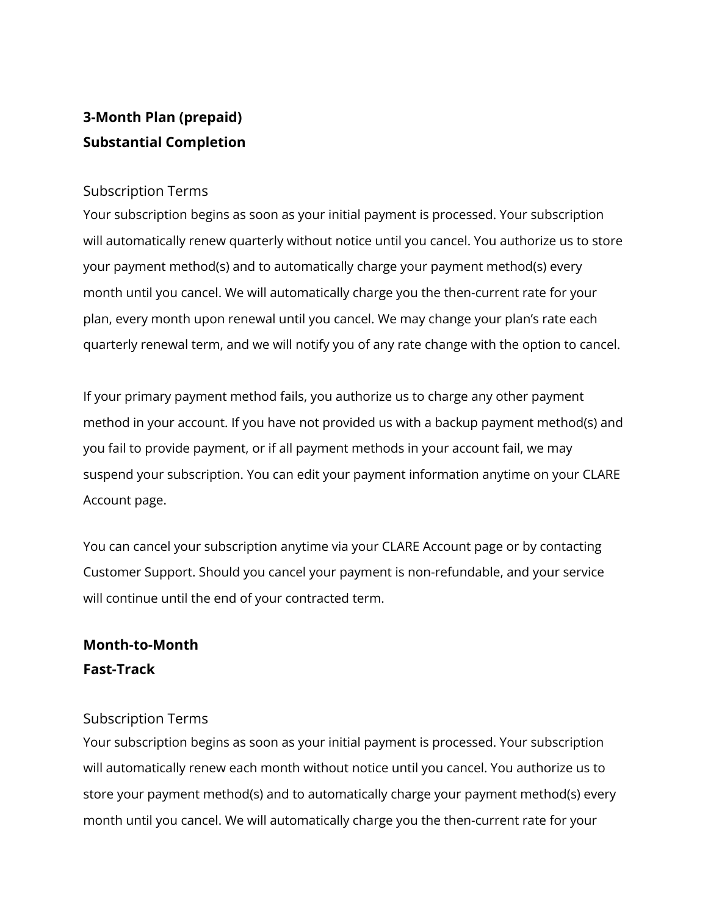**3-Month Plan (prepaid)**
**Substantial Completion**

Subscription Terms

Your subscription begins as soon as your initial payment is processed. Your subscription will automatically renew quarterly without notice until you cancel. You authorize us to store your payment method(s) and to automatically charge your payment method(s) every month until you cancel. We will automatically charge you the then-current rate for your plan, every month upon renewal until you cancel. We may change your plan's rate each quarterly renewal term, and we will notify you of any rate change with the option to cancel.

If your primary payment method fails, you authorize us to charge any other payment method in your account. If you have not provided us with a backup payment method(s) and you fail to provide payment, or if all payment methods in your account fail, we may suspend your subscription. You can edit your payment information anytime on your CLARE Account page.

You can cancel your subscription anytime via your CLARE Account page or by contacting Customer Support. Should you cancel your payment is non-refundable, and your service will continue until the end of your contracted term.

**Month-to-Month**
**Fast-Track**

Subscription Terms

Your subscription begins as soon as your initial payment is processed. Your subscription will automatically renew each month without notice until you cancel. You authorize us to store your payment method(s) and to automatically charge your payment method(s) every month until you cancel. We will automatically charge you the then-current rate for your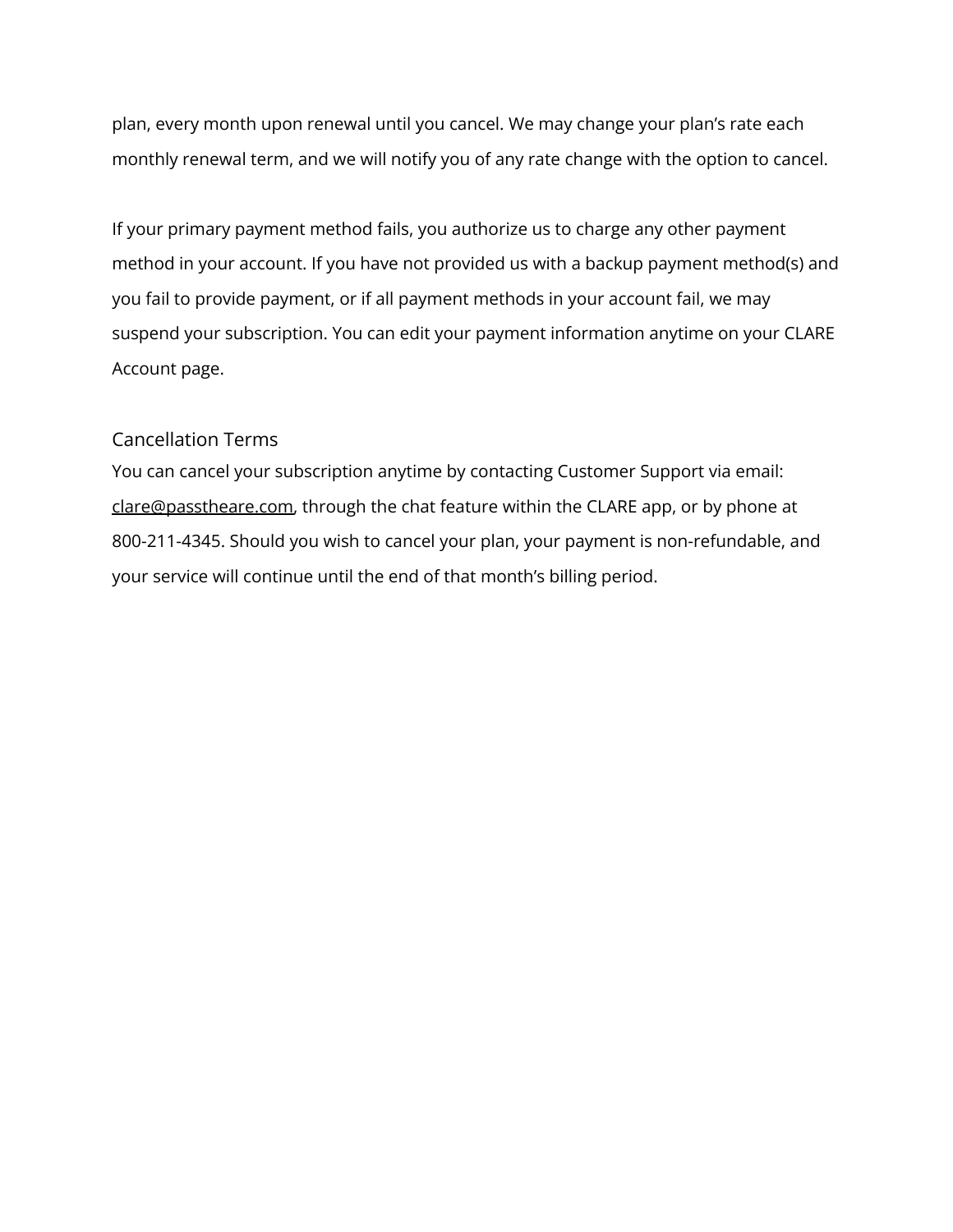plan, every month upon renewal until you cancel. We may change your plan's rate each monthly renewal term, and we will notify you of any rate change with the option to cancel.

If your primary payment method fails, you authorize us to charge any other payment method in your account. If you have not provided us with a backup payment method(s) and you fail to provide payment, or if all payment methods in your account fail, we may suspend your subscription. You can edit your payment information anytime on your CLARE Account page.

## Cancellation Terms

You can cancel your subscription anytime by contacting Customer Support via email: clare@passtheare.com, through the chat feature within the CLARE app, or by phone at 800-211-4345. Should you wish to cancel your plan, your payment is non-refundable, and your service will continue until the end of that month's billing period.